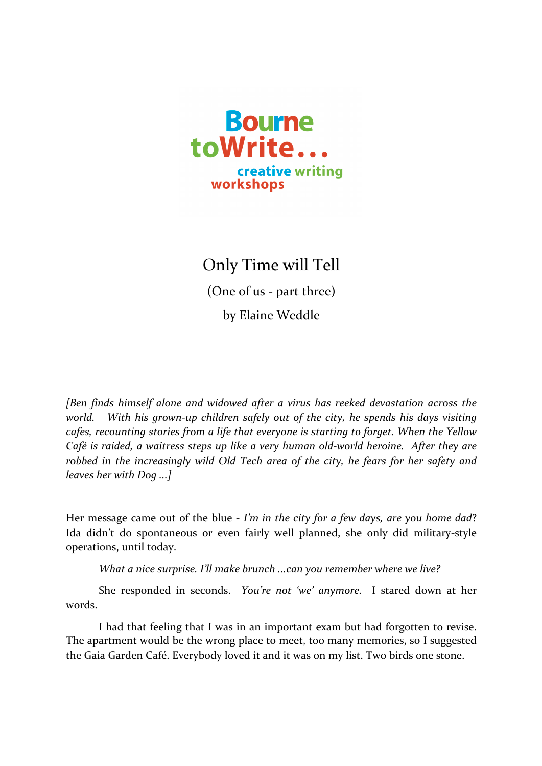Bourne toWrite... creative writing workshops

# Only Time will Tell

(One of us - part three)

by Elaine Weddle

*[Ben finds himself alone and widowed after a virus has reeked devastation across the world. With his grown-up children safely out of the city, he spends his days visiting cafes, recounting stories from a life that everyone is starting to forget. When the Yellow Café is raided, a waitress steps up like a very human old-world heroine. After they are robbed in the increasingly wild Old Tech area of the city, he fears for her safety and leaves her with Dog ...]*

Her message came out of the blue - *I'm in the city for a few days, are you home dad*? Ida didn't do spontaneous or even fairly well planned, she only did military-style operations, until today.

*What a nice surprise. I'll make brunch ...can you remember where we live?*

She responded in seconds. *You're not 'we' anymore.* I stared down at her words.

I had that feeling that I was in an important exam but had forgotten to revise. The apartment would be the wrong place to meet, too many memories, so I suggested the Gaia Garden Café. Everybody loved it and it was on my list. Two birds one stone.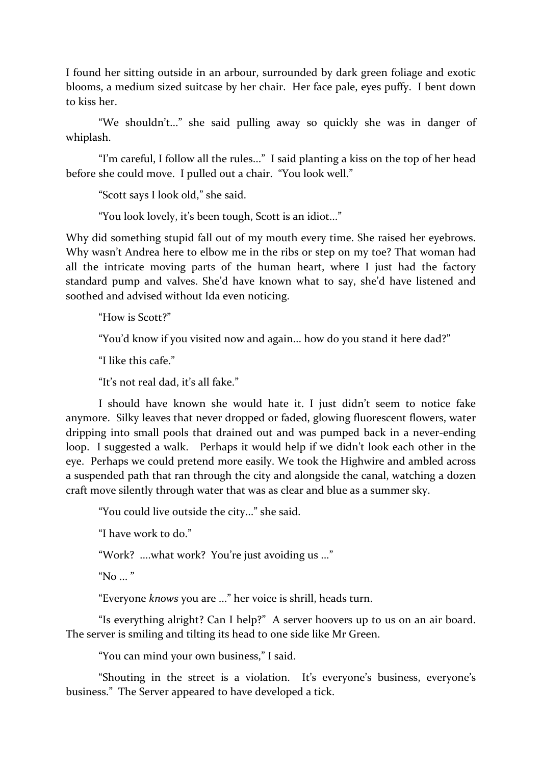I found her sitting outside in an arbour, surrounded by dark green foliage and exotic blooms, a medium sized suitcase by her chair. Her face pale, eyes puffy. I bent down to kiss her.

"We shouldn't..." she said pulling away so quickly she was in danger of whiplash.

"I'm careful, I follow all the rules..." I said planting a kiss on the top of her head before she could move. I pulled out a chair. "You look well."

"Scott says I look old," she said.

"You look lovely, it's been tough, Scott is an idiot..."

Why did something stupid fall out of my mouth every time. She raised her eyebrows. Why wasn't Andrea here to elbow me in the ribs or step on my toe? That woman had all the intricate moving parts of the human heart, where I just had the factory standard pump and valves. She'd have known what to say, she'd have listened and soothed and advised without Ida even noticing.

"How is Scott?"

"You'd know if you visited now and again... how do you stand it here dad?"

"I like this cafe."

"It's not real dad, it's all fake."

I should have known she would hate it. I just didn't seem to notice fake anymore. Silky leaves that never dropped or faded, glowing fluorescent flowers, water dripping into small pools that drained out and was pumped back in a never-ending loop. I suggested a walk. Perhaps it would help if we didn't look each other in the eye. Perhaps we could pretend more easily. We took the Highwire and ambled across a suspended path that ran through the city and alongside the canal, watching a dozen craft move silently through water that was as clear and blue as a summer sky.

"You could live outside the city..." she said.

"I have work to do."

"Work? ....what work? You're just avoiding us ..."

"No ... "

"Everyone *knows* you are ..." her voice is shrill, heads turn.

"Is everything alright? Can I help?" A server hoovers up to us on an air board. The server is smiling and tilting its head to one side like Mr Green.

"You can mind your own business," I said.

"Shouting in the street is a violation. It's everyone's business, everyone's business." The Server appeared to have developed a tick.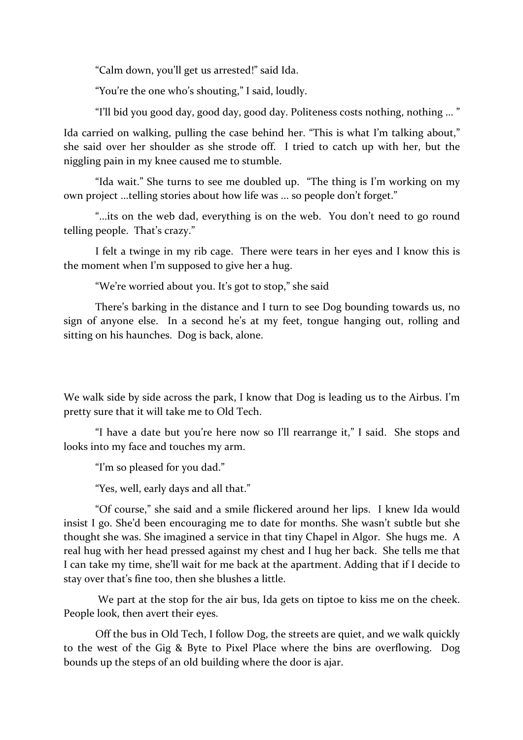"Calm down, you'll get us arrested!" said Ida.

"You're the one who's shouting," I said, loudly.

"I'll bid you good day, good day, good day. Politeness costs nothing, nothing … "

Ida carried on walking, pulling the case behind her. "This is what I'm talking about," she said over her shoulder as she strode off. I tried to catch up with her, but the niggling pain in my knee caused me to stumble.

"Ida wait." She turns to see me doubled up. "The thing is I'm working on my own project …telling stories about how life was … so people don't forget."

"…its on the web dad, everything is on the web. You don't need to go round telling people. That's crazy."

I felt a twinge in my rib cage. There were tears in her eyes and I know this is the moment when I'm supposed to give her a hug.

"We're worried about you. It's got to stop," she said

There's barking in the distance and I turn to see Dog bounding towards us, no sign of anyone else. In a second he's at my feet, tongue hanging out, rolling and sitting on his haunches. Dog is back, alone.

We walk side by side across the park, I know that Dog is leading us to the Airbus. I'm pretty sure that it will take me to Old Tech.

"I have a date but you're here now so I'll rearrange it," I said. She stops and looks into my face and touches my arm.

"I'm so pleased for you dad."

"Yes, well, early days and all that."

"Of course," she said and a smile flickered around her lips. I knew Ida would insist I go. She'd been encouraging me to date for months. She wasn't subtle but she thought she was. She imagined a service in that tiny Chapel in Algor. She hugs me. A real hug with her head pressed against my chest and I hug her back. She tells me that I can take my time, she'll wait for me back at the apartment. Adding that if I decide to stay over that's fine too, then she blushes a little.

We part at the stop for the air bus, Ida gets on tiptoe to kiss me on the cheek. People look, then avert their eyes.

Off the bus in Old Tech, I follow Dog, the streets are quiet, and we walk quickly to the west of the Gig & Byte to Pixel Place where the bins are overflowing. Dog bounds up the steps of an old building where the door is ajar.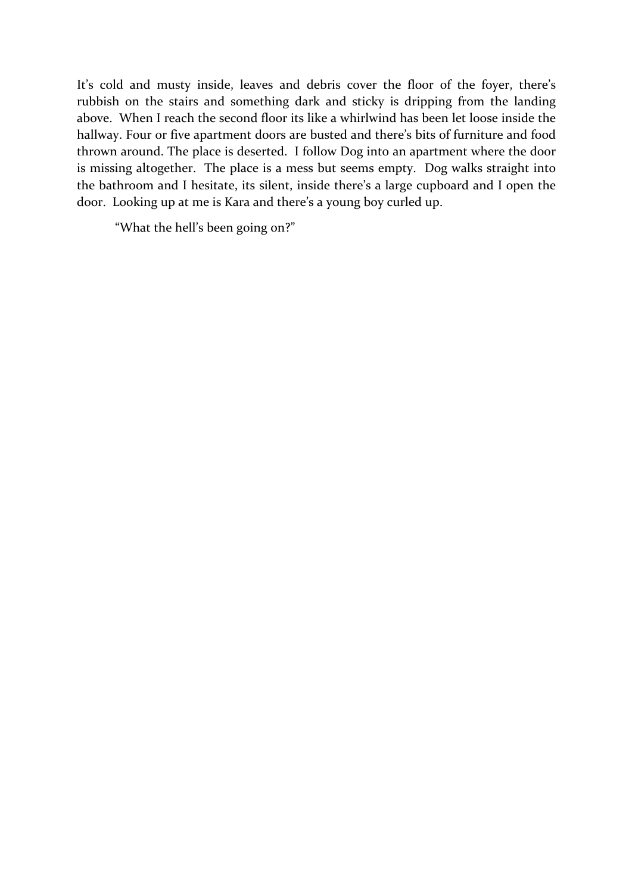It’s cold and musty inside, leaves and debris cover the floor of the foyer, there’s rubbish on the stairs and something dark and sticky is dripping from the landing above. When I reach the second floor its like a whirlwind has been let loose inside the hallway. Four or five apartment doors are busted and there’s bits of furniture and food thrown around. The place is deserted. I follow Dog into an apartment where the door is missing altogether. The place is a mess but seems empty. Dog walks straight into the bathroom and I hesitate, its silent, inside there’s a large cupboard and I open the door. Looking up at me is Kara and there’s a young boy curled up.

“What the hell’s been going on?”